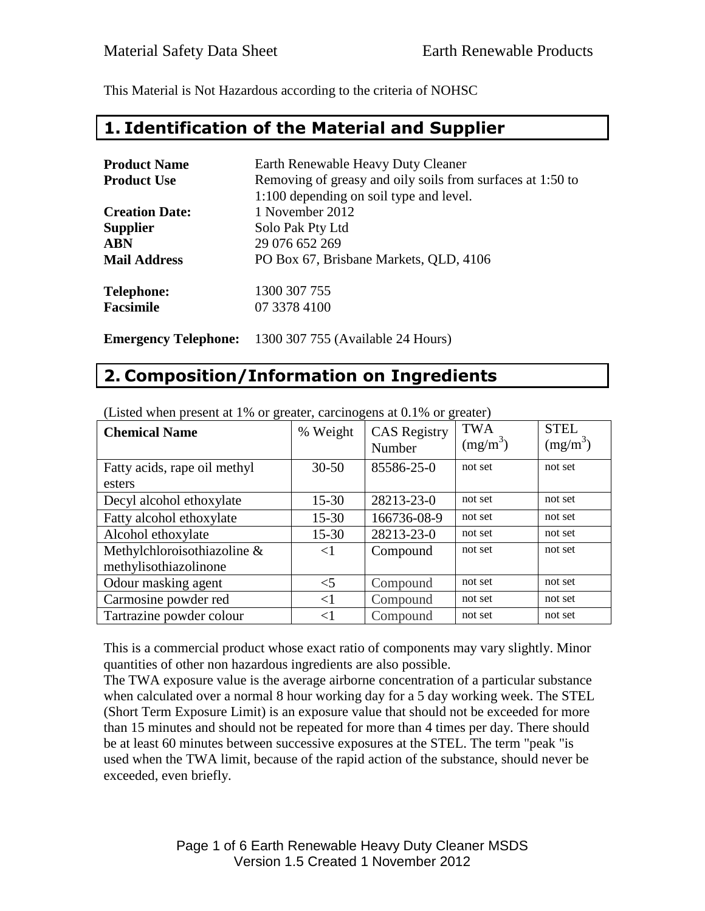This Material is Not Hazardous according to the criteria of NOHSC

## 1. Identification of the Material and Supplier

**Product Name** Earth Renewable Heavy Duty Cleaner

**Product Use** Removing of greasy and oily soils from surfaces at 1:50 to 1:100 depending on soil type and level.

**Creation Date:** 1 November 2012

**Supplier** Solo Pak Pty Ltd

**ABN** 29 076 652 269

**Mail Address** PO Box 67, Brisbane Markets, QLD, 4106

**Telephone:** 1300 307 755

**Facsimile** 07 3378 4100

**Emergency Telephone:** 1300 307 755 (Available 24 Hours)

## 2. Composition/Information on Ingredients

(Listed when present at 1% or greater, carcinogens at 0.1% or greater)

| Chemical Name | % Weight | CAS Registry Number | TWA ($mg/m^3$) | STEL ($mg/m^3$) |
|---|---|---|---|---|
| Fatty acids, rape oil methyl esters | 30-50 | 85586-25-0 | not set | not set |
| Decyl alcohol ethoxylate | 15-30 | 28213-23-0 | not set | not set |
| Fatty alcohol ethoxylate | 15-30 | 166736-08-9 | not set | not set |
| Alcohol ethoxylate | 15-30 | 28213-23-0 | not set | not set |
| Methylchloroisothiazoline & methylisothiazolinone | <1 | Compound | not set | not set |
| Odour masking agent | <5 | Compound | not set | not set |
| Carmosine powder red | <1 | Compound | not set | not set |
| Tartrazine powder colour | <1 | Compound | not set | not set |

This is a commercial product whose exact ratio of components may vary slightly. Minor quantities of other non hazardous ingredients are also possible.

The TWA exposure value is the average airborne concentration of a particular substance when calculated over a normal 8 hour working day for a 5 day working week. The STEL (Short Term Exposure Limit) is an exposure value that should not be exceeded for more than 15 minutes and should not be repeated for more than 4 times per day. There should be at least 60 minutes between successive exposures at the STEL. The term "peak "is used when the TWA limit, because of the rapid action of the substance, should never be exceeded, even briefly.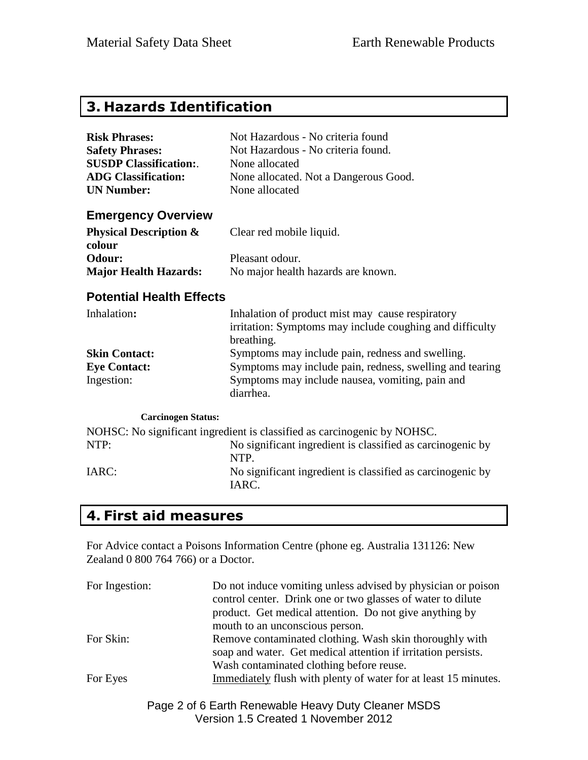## 3. Hazards Identification

| | |
|---|---|
| **Risk Phrases:** | Not Hazardous - No criteria found |
| **Safety Phrases:** | Not Hazardous - No criteria found. |
| **SUSDP Classification:**. | None allocated |
| **ADG Classification:** | None allocated. Not a Dangerous Good. |
| **UN Number:** | None allocated |

### Emergency Overview

| | |
|---|---|
| **Physical Description & colour** | Clear red mobile liquid. |
| **Odour:** | Pleasant odour. |
| **Major Health Hazards:** | No major health hazards are known. |

### Potential Health Effects

| | |
|---|---|
| Inhalation**:** | Inhalation of product mist may cause respiratory irritation: Symptoms may include coughing and difficulty breathing. |
| **Skin Contact:** | Symptoms may include pain, redness and swelling. |
| **Eye Contact:** | Symptoms may include pain, redness, swelling and tearing |
| Ingestion: | Symptoms may include nausea, vomiting, pain and diarrhea. |

**Carcinogen Status:**

NOHSC: No significant ingredient is classified as carcinogenic by NOHSC.

| | |
|---|---|
| NTP: | No significant ingredient is classified as carcinogenic by NTP. |
| IARC: | No significant ingredient is classified as carcinogenic by IARC. |

## 4. First aid measures

For Advice contact a Poisons Information Centre (phone eg. Australia 131126: New Zealand 0 800 764 766) or a Doctor.

| | |
|---|---|
| For Ingestion: | Do not induce vomiting unless advised by physician or poison control center. Drink one or two glasses of water to dilute product. Get medical attention. Do not give anything by mouth to an unconscious person. |
| For Skin: | Remove contaminated clothing. Wash skin thoroughly with soap and water. Get medical attention if irritation persists. Wash contaminated clothing before reuse. |
| For Eyes | <u>Immediately</u> flush with plenty of water for at least 15 minutes. |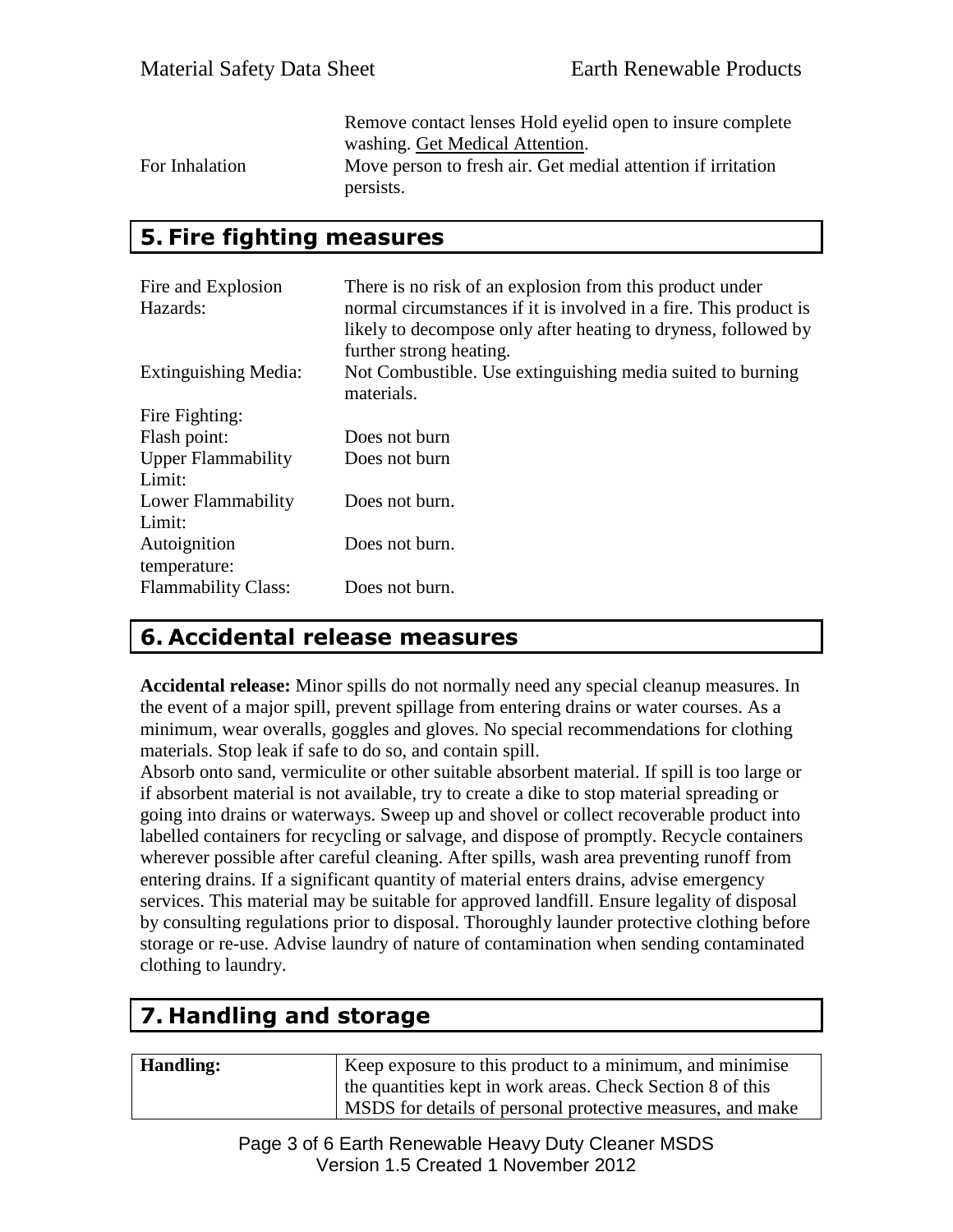| | |
|---|---|
| | Remove contact lenses Hold eyelid open to insure complete washing. Get Medical Attention. |
| For Inhalation | Move person to fresh air. Get medial attention if irritation persists. |

## 5. Fire fighting measures

| | |
|---|---|
| Fire and Explosion Hazards: | There is no risk of an explosion from this product under normal circumstances if it is involved in a fire. This product is likely to decompose only after heating to dryness, followed by further strong heating. |
| Extinguishing Media: | Not Combustible. Use extinguishing media suited to burning materials. |
| Fire Fighting: | |
| Flash point: | Does not burn |
| Upper Flammability Limit: | Does not burn |
| Lower Flammability Limit: | Does not burn. |
| Autoignition temperature: | Does not burn. |
| Flammability Class: | Does not burn. |

## 6. Accidental release measures

**Accidental release:** Minor spills do not normally need any special cleanup measures. In the event of a major spill, prevent spillage from entering drains or water courses. As a minimum, wear overalls, goggles and gloves. No special recommendations for clothing materials. Stop leak if safe to do so, and contain spill.
Absorb onto sand, vermiculite or other suitable absorbent material. If spill is too large or if absorbent material is not available, try to create a dike to stop material spreading or going into drains or waterways. Sweep up and shovel or collect recoverable product into labelled containers for recycling or salvage, and dispose of promptly. Recycle containers wherever possible after careful cleaning. After spills, wash area preventing runoff from entering drains. If a significant quantity of material enters drains, advise emergency services. This material may be suitable for approved landfill. Ensure legality of disposal by consulting regulations prior to disposal. Thoroughly launder protective clothing before storage or re-use. Advise laundry of nature of contamination when sending contaminated clothing to laundry.

## 7. Handling and storage

| | |
|---|---|
| **Handling:** | Keep exposure to this product to a minimum, and minimise the quantities kept in work areas. Check Section 8 of this MSDS for details of personal protective measures, and make |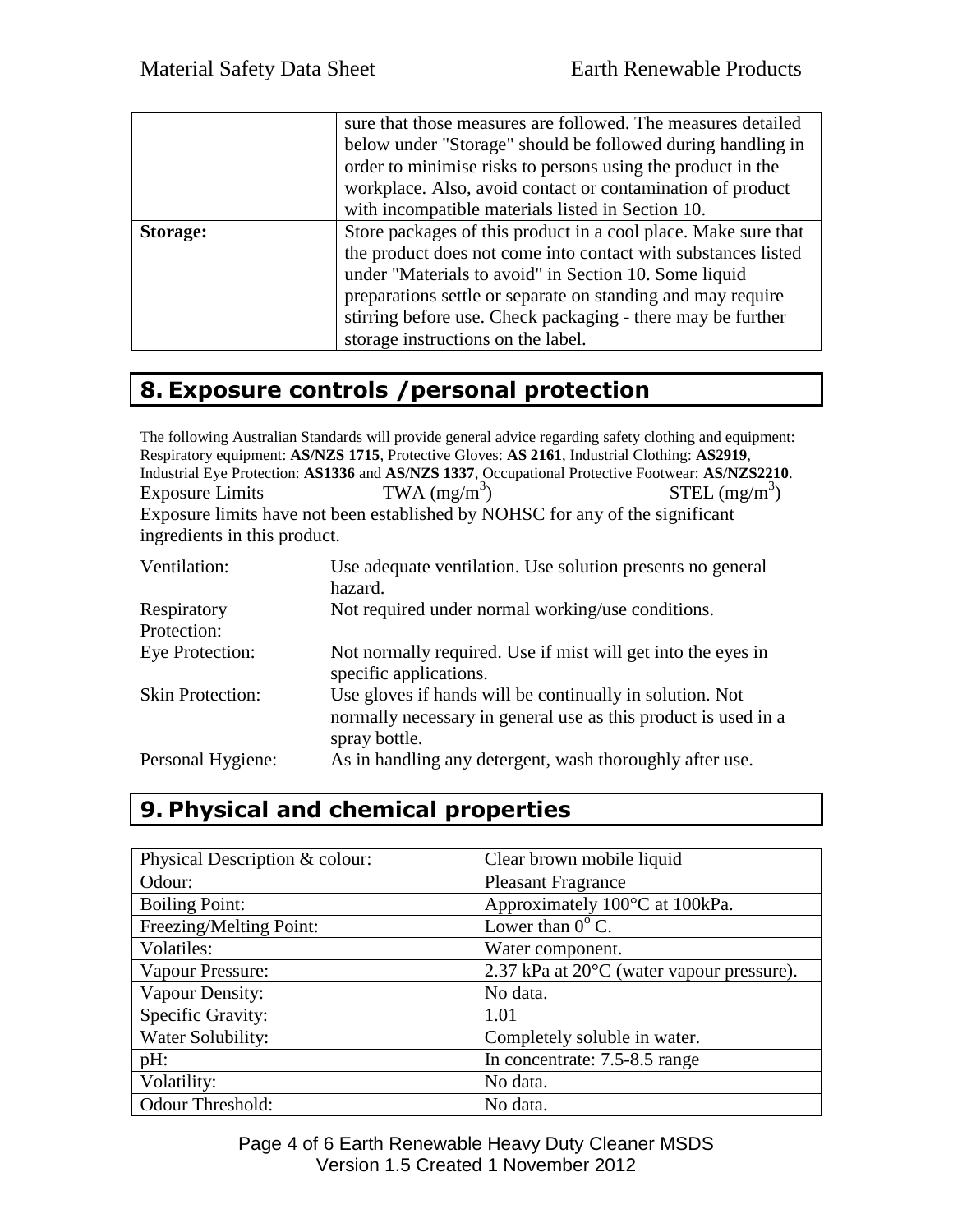| | |
|---|---|
| | sure that those measures are followed. The measures detailed below under "Storage" should be followed during handling in order to minimise risks to persons using the product in the workplace. Also, avoid contact or contamination of product with incompatible materials listed in Section 10. |
| **Storage:** | Store packages of this product in a cool place. Make sure that the product does not come into contact with substances listed under "Materials to avoid" in Section 10. Some liquid preparations settle or separate on standing and may require stirring before use. Check packaging - there may be further storage instructions on the label. |

## 8. Exposure controls /personal protection

The following Australian Standards will provide general advice regarding safety clothing and equipment: Respiratory equipment: **AS/NZS 1715**, Protective Gloves: **AS 2161**, Industrial Clothing: **AS2919**, Industrial Eye Protection: **AS1336** and **AS/NZS 1337**, Occupational Protective Footwear: **AS/NZS2210**.

Exposure Limits    TWA ($mg/m^3$)    STEL ($mg/m^3$)

Exposure limits have not been established by NOHSC for any of the significant ingredients in this product.

| | |
|---|---|
| Ventilation: | Use adequate ventilation. Use solution presents no general hazard. |
| Respiratory Protection: | Not required under normal working/use conditions. |
| Eye Protection: | Not normally required. Use if mist will get into the eyes in specific applications. |
| Skin Protection: | Use gloves if hands will be continually in solution. Not normally necessary in general use as this product is used in a spray bottle. |
| Personal Hygiene: | As in handling any detergent, wash thoroughly after use. |

## 9. Physical and chemical properties

| | |
|---|---|
| Physical Description & colour: | Clear brown mobile liquid |
| Odour: | Pleasant Fragrance |
| Boiling Point: | Approximately 100°C at 100kPa. |
| Freezing/Melting Point: | Lower than $0^o$ C. |
| Volatiles: | Water component. |
| Vapour Pressure: | 2.37 kPa at 20°C (water vapour pressure). |
| Vapour Density: | No data. |
| Specific Gravity: | 1.01 |
| Water Solubility: | Completely soluble in water. |
| pH: | In concentrate: 7.5-8.5 range |
| Volatility: | No data. |
| Odour Threshold: | No data. |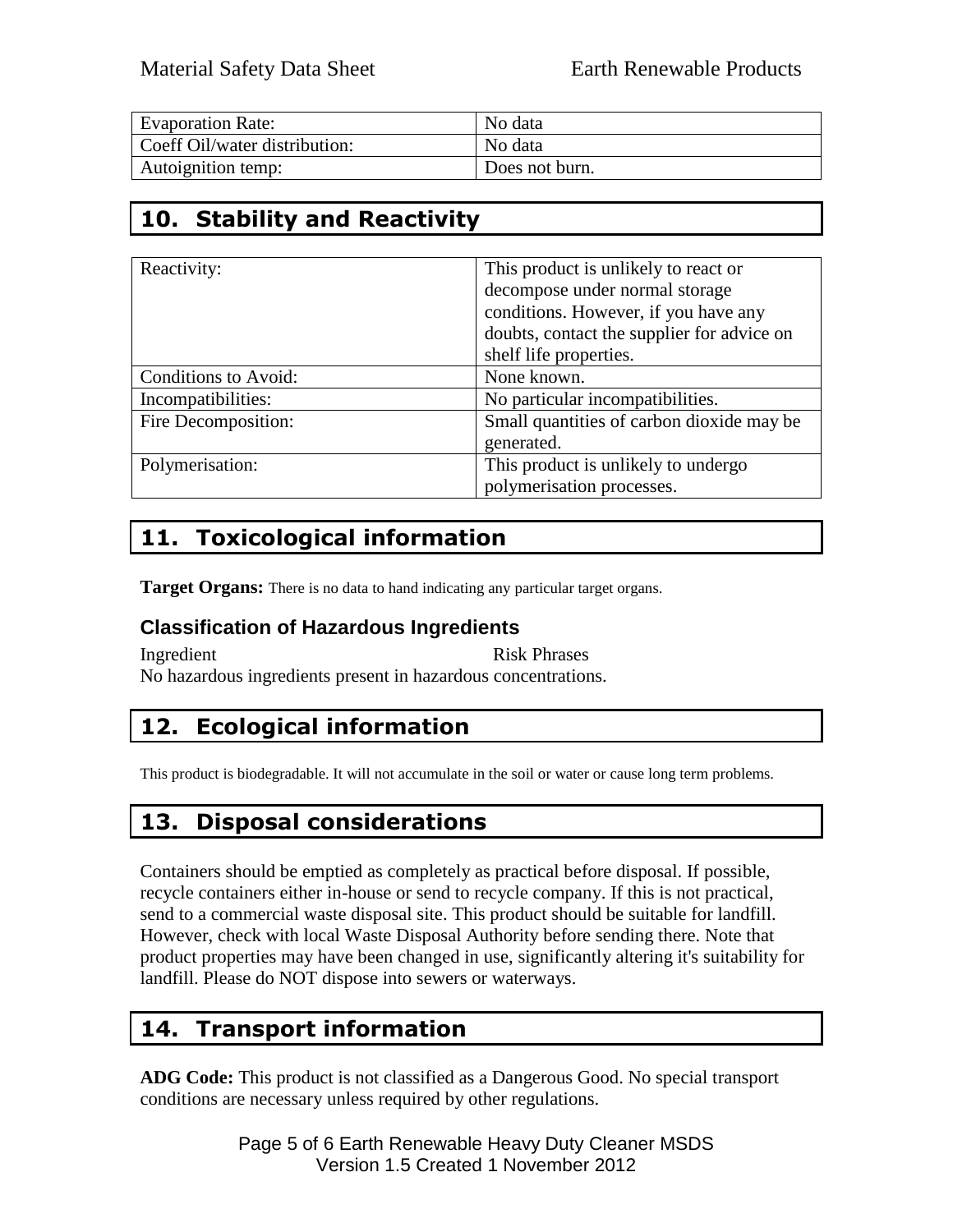| Evaporation Rate: | No data |
| --- | --- |
| Coeff Oil/water distribution: | No data |
| Autoignition temp: | Does not burn. |

## 10. Stability and Reactivity

| Reactivity: | This product is unlikely to react or decompose under normal storage conditions. However, if you have any doubts, contact the supplier for advice on shelf life properties. |
| --- | --- |
| Conditions to Avoid: | None known. |
| Incompatibilities: | No particular incompatibilities. |
| Fire Decomposition: | Small quantities of carbon dioxide may be generated. |
| Polymerisation: | This product is unlikely to undergo polymerisation processes. |

## 11. Toxicological information

**Target Organs:** There is no data to hand indicating any particular target organs.

### Classification of Hazardous Ingredients

Ingredient Risk Phrases

No hazardous ingredients present in hazardous concentrations.

## 12. Ecological information

This product is biodegradable. It will not accumulate in the soil or water or cause long term problems.

## 13. Disposal considerations

Containers should be emptied as completely as practical before disposal. If possible, recycle containers either in-house or send to recycle company. If this is not practical, send to a commercial waste disposal site. This product should be suitable for landfill. However, check with local Waste Disposal Authority before sending there. Note that product properties may have been changed in use, significantly altering it's suitability for landfill. Please do NOT dispose into sewers or waterways.

## 14. Transport information

**ADG Code:** This product is not classified as a Dangerous Good. No special transport conditions are necessary unless required by other regulations.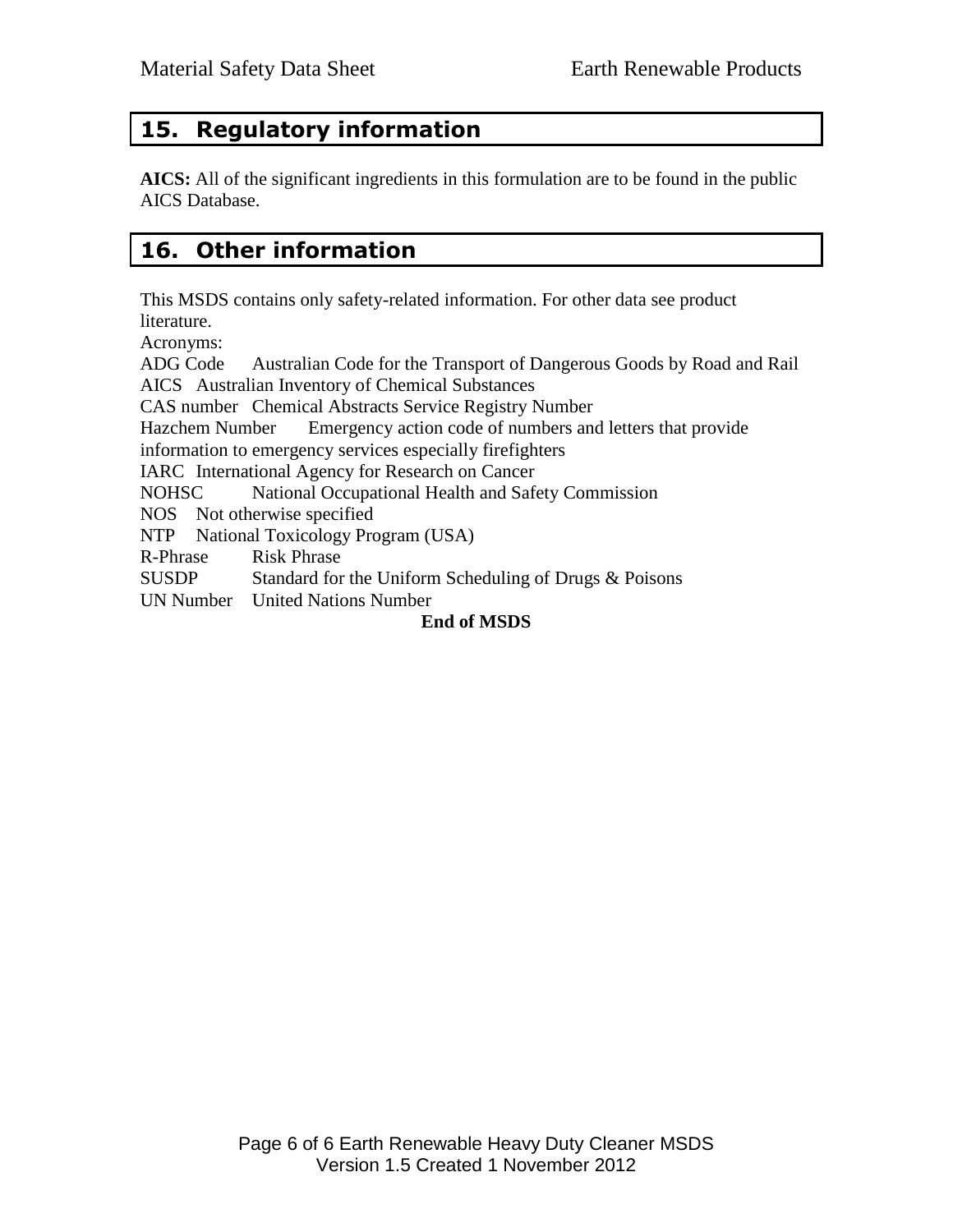## 15. Regulatory information

**AICS:** All of the significant ingredients in this formulation are to be found in the public AICS Database.

## 16. Other information

This MSDS contains only safety-related information. For other data see product literature.

Acronyms:

| | |
|---|---|
| ADG Code | Australian Code for the Transport of Dangerous Goods by Road and Rail |
| AICS | Australian Inventory of Chemical Substances |
| CAS number | Chemical Abstracts Service Registry Number |
| Hazchem Number | Emergency action code of numbers and letters that provide information to emergency services especially firefighters |
| IARC | International Agency for Research on Cancer |
| NOHSC | National Occupational Health and Safety Commission |
| NOS | Not otherwise specified |
| NTP | National Toxicology Program (USA) |
| R-Phrase | Risk Phrase |
| SUSDP | Standard for the Uniform Scheduling of Drugs & Poisons |
| UN Number | United Nations Number |

**End of MSDS**